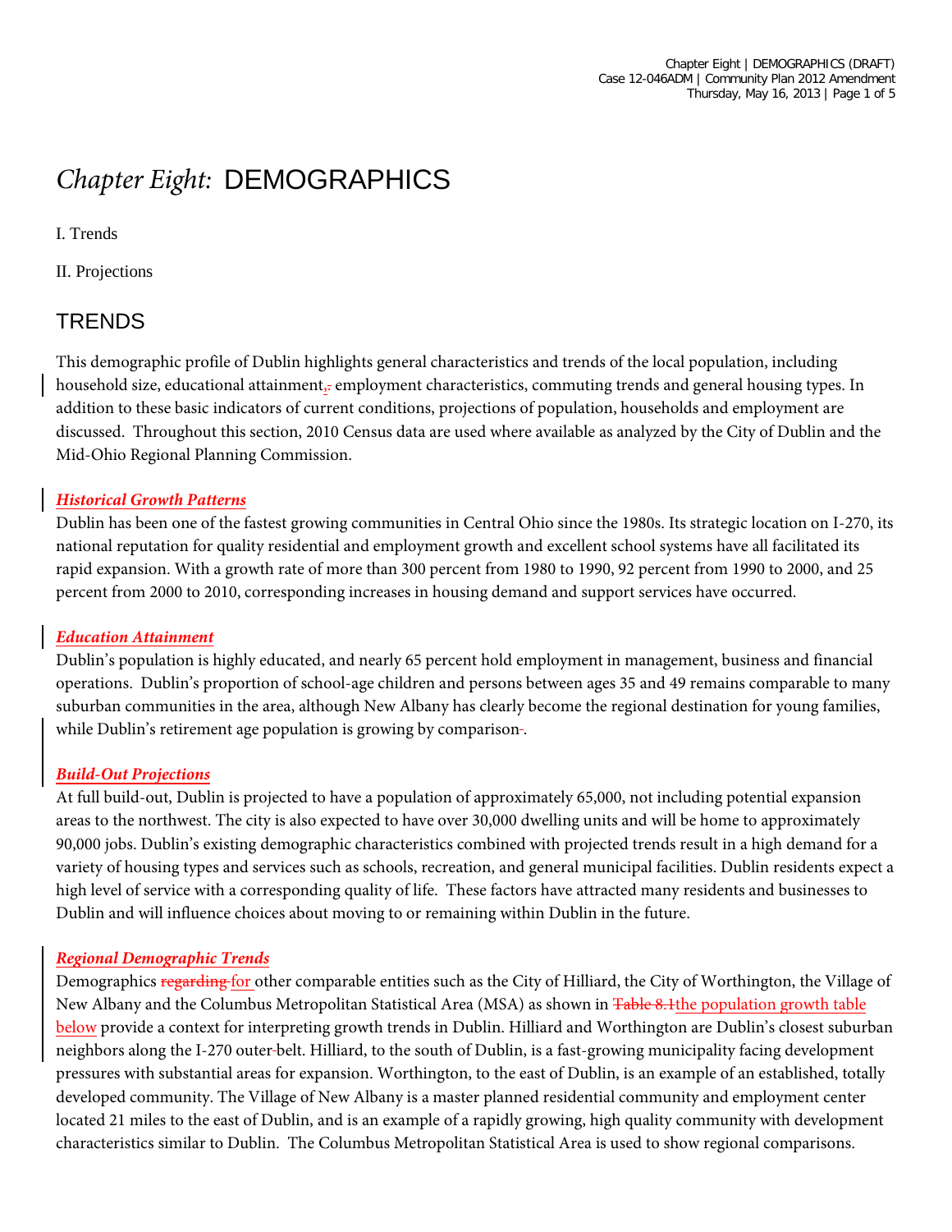# *Chapter Eight:* DEMOGRAPHICS

I. Trends

II. Projections

## TRENDS

This demographic profile of Dublin highlights general characteristics and trends of the local population, including household size, educational attainment, employment characteristics, commuting trends and general housing types. In addition to these basic indicators of current conditions, projections of population, households and employment are discussed. Throughout this section, 2010 Census data are used where available as analyzed by the City of Dublin and the Mid-Ohio Regional Planning Commission.

### ***Historical Growth Patterns***

Dublin has been one of the fastest growing communities in Central Ohio since the 1980s. Its strategic location on I-270, its national reputation for quality residential and employment growth and excellent school systems have all facilitated its rapid expansion. With a growth rate of more than 300 percent from 1980 to 1990, 92 percent from 1990 to 2000, and 25 percent from 2000 to 2010, corresponding increases in housing demand and support services have occurred.

### ***Education Attainment***

Dublin's population is highly educated, and nearly 65 percent hold employment in management, business and financial operations. Dublin's proportion of school-age children and persons between ages 35 and 49 remains comparable to many suburban communities in the area, although New Albany has clearly become the regional destination for young families, while Dublin's retirement age population is growing by comparison.

### ***Build-Out Projections***

At full build-out, Dublin is projected to have a population of approximately 65,000, not including potential expansion areas to the northwest. The city is also expected to have over 30,000 dwelling units and will be home to approximately 90,000 jobs. Dublin's existing demographic characteristics combined with projected trends result in a high demand for a variety of housing types and services such as schools, recreation, and general municipal facilities. Dublin residents expect a high level of service with a corresponding quality of life. These factors have attracted many residents and businesses to Dublin and will influence choices about moving to or remaining within Dublin in the future.

### ***Regional Demographic Trends***

Demographics ~~regarding~~ for other comparable entities such as the City of Hilliard, the City of Worthington, the Village of New Albany and the Columbus Metropolitan Statistical Area (MSA) as shown in ~~Table 8.1~~the population growth table below provide a context for interpreting growth trends in Dublin. Hilliard and Worthington are Dublin's closest suburban neighbors along the I-270 outer-belt. Hilliard, to the south of Dublin, is a fast-growing municipality facing development pressures with substantial areas for expansion. Worthington, to the east of Dublin, is an example of an established, totally developed community. The Village of New Albany is a master planned residential community and employment center located 21 miles to the east of Dublin, and is an example of a rapidly growing, high quality community with development characteristics similar to Dublin. The Columbus Metropolitan Statistical Area is used to show regional comparisons.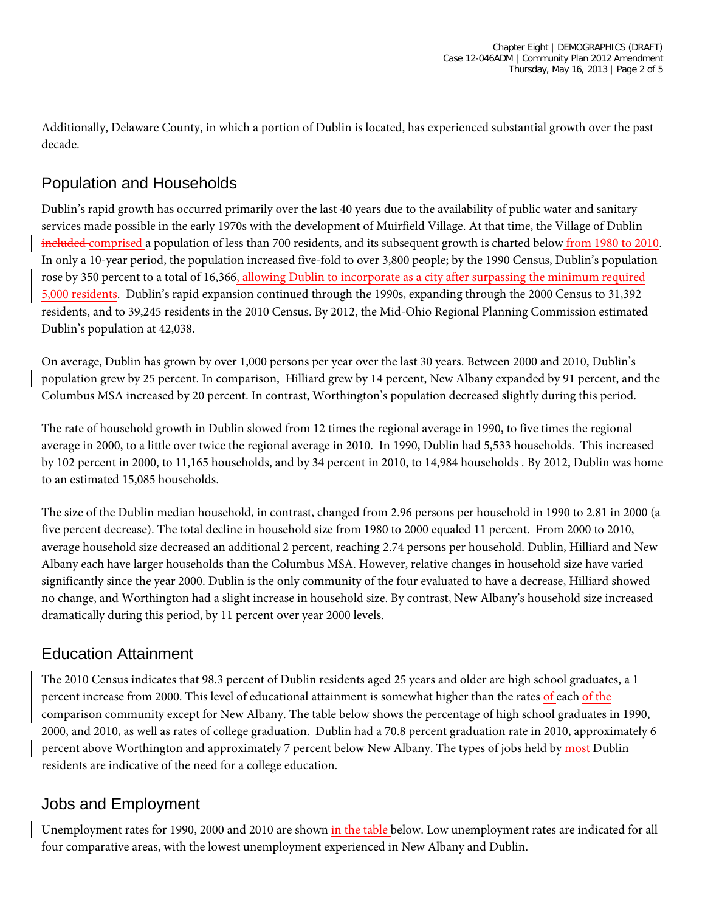Additionally, Delaware County, in which a portion of Dublin is located, has experienced substantial growth over the past decade.

## Population and Households

Dublin's rapid growth has occurred primarily over the last 40 years due to the availability of public water and sanitary services made possible in the early 1970s with the development of Muirfield Village. At that time, the Village of Dublin ~~included~~ comprised a population of less than 700 residents, and its subsequent growth is charted below from 1980 to 2010. In only a 10-year period, the population increased five-fold to over 3,800 people; by the 1990 Census, Dublin's population rose by 350 percent to a total of 16,366, allowing Dublin to incorporate as a city after surpassing the minimum required 5,000 residents. Dublin's rapid expansion continued through the 1990s, expanding through the 2000 Census to 31,392 residents, and to 39,245 residents in the 2010 Census. By 2012, the Mid-Ohio Regional Planning Commission estimated Dublin's population at 42,038.

On average, Dublin has grown by over 1,000 persons per year over the last 30 years. Between 2000 and 2010, Dublin's population grew by 25 percent. In comparison, Hilliard grew by 14 percent, New Albany expanded by 91 percent, and the Columbus MSA increased by 20 percent. In contrast, Worthington's population decreased slightly during this period.

The rate of household growth in Dublin slowed from 12 times the regional average in 1990, to five times the regional average in 2000, to a little over twice the regional average in 2010. In 1990, Dublin had 5,533 households. This increased by 102 percent in 2000, to 11,165 households, and by 34 percent in 2010, to 14,984 households . By 2012, Dublin was home to an estimated 15,085 households.

The size of the Dublin median household, in contrast, changed from 2.96 persons per household in 1990 to 2.81 in 2000 (a five percent decrease). The total decline in household size from 1980 to 2000 equaled 11 percent. From 2000 to 2010, average household size decreased an additional 2 percent, reaching 2.74 persons per household. Dublin, Hilliard and New Albany each have larger households than the Columbus MSA. However, relative changes in household size have varied significantly since the year 2000. Dublin is the only community of the four evaluated to have a decrease, Hilliard showed no change, and Worthington had a slight increase in household size. By contrast, New Albany's household size increased dramatically during this period, by 11 percent over year 2000 levels.

## Education Attainment

The 2010 Census indicates that 98.3 percent of Dublin residents aged 25 years and older are high school graduates, a 1 percent increase from 2000. This level of educational attainment is somewhat higher than the rates of each of the comparison community except for New Albany. The table below shows the percentage of high school graduates in 1990, 2000, and 2010, as well as rates of college graduation. Dublin had a 70.8 percent graduation rate in 2010, approximately 6 percent above Worthington and approximately 7 percent below New Albany. The types of jobs held by most Dublin residents are indicative of the need for a college education.

## Jobs and Employment

Unemployment rates for 1990, 2000 and 2010 are shown in the table below. Low unemployment rates are indicated for all four comparative areas, with the lowest unemployment experienced in New Albany and Dublin.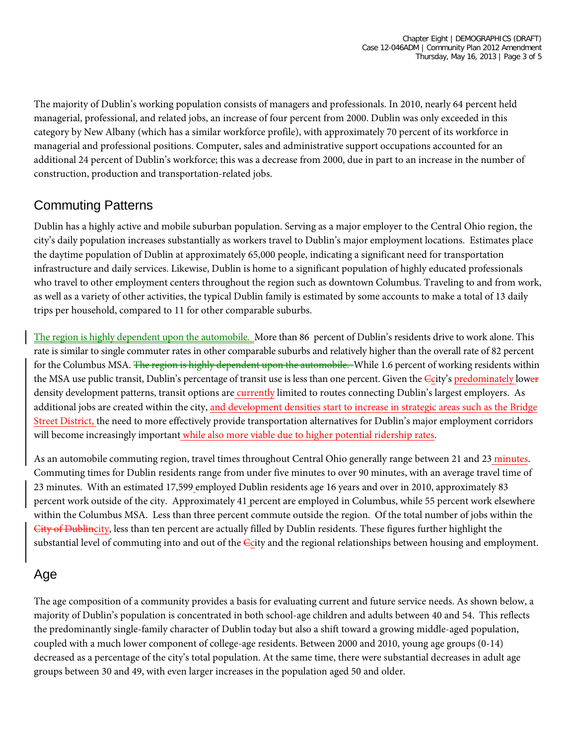The majority of Dublin's working population consists of managers and professionals. In 2010, nearly 64 percent held managerial, professional, and related jobs, an increase of four percent from 2000. Dublin was only exceeded in this category by New Albany (which has a similar workforce profile), with approximately 70 percent of its workforce in managerial and professional positions. Computer, sales and administrative support occupations accounted for an additional 24 percent of Dublin's workforce; this was a decrease from 2000, due in part to an increase in the number of construction, production and transportation-related jobs.

## Commuting Patterns

Dublin has a highly active and mobile suburban population. Serving as a major employer to the Central Ohio region, the city's daily population increases substantially as workers travel to Dublin's major employment locations. Estimates place the daytime population of Dublin at approximately 65,000 people, indicating a significant need for transportation infrastructure and daily services. Likewise, Dublin is home to a significant population of highly educated professionals who travel to other employment centers throughout the region such as downtown Columbus. Traveling to and from work, as well as a variety of other activities, the typical Dublin family is estimated by some accounts to make a total of 13 daily trips per household, compared to 11 for other comparable suburbs.

The region is highly dependent upon the automobile. More than 86 percent of Dublin's residents drive to work alone. This rate is similar to single commuter rates in other comparable suburbs and relatively higher than the overall rate of 82 percent for the Columbus MSA. ~~The region is highly dependent upon the automobile.~~ While 1.6 percent of working residents within the MSA use public transit, Dublin's percentage of transit use is less than one percent. Given the ~~C~~city's predominately low~~er~~ density development patterns, transit options are currently limited to routes connecting Dublin's largest employers. As additional jobs are created within the city, and development densities start to increase in strategic areas such as the Bridge Street District, the need to more effectively provide transportation alternatives for Dublin's major employment corridors will become increasingly important while also more viable due to higher potential ridership rates.

As an automobile commuting region, travel times throughout Central Ohio generally range between 21 and 23 minutes. Commuting times for Dublin residents range from under five minutes to over 90 minutes, with an average travel time of 23 minutes. With an estimated 17,599 employed Dublin residents age 16 years and over in 2010, approximately 83 percent work outside of the city. Approximately 41 percent are employed in Columbus, while 55 percent work elsewhere within the Columbus MSA. Less than three percent commute outside the region. Of the total number of jobs within the ~~City of Dublin~~city, less than ten percent are actually filled by Dublin residents. These figures further highlight the substantial level of commuting into and out of the ~~C~~city and the regional relationships between housing and employment.

## Age

The age composition of a community provides a basis for evaluating current and future service needs. As shown below, a majority of Dublin's population is concentrated in both school-age children and adults between 40 and 54. This reflects the predominantly single-family character of Dublin today but also a shift toward a growing middle-aged population, coupled with a much lower component of college-age residents. Between 2000 and 2010, young age groups (0-14) decreased as a percentage of the city's total population. At the same time, there were substantial decreases in adult age groups between 30 and 49, with even larger increases in the population aged 50 and older.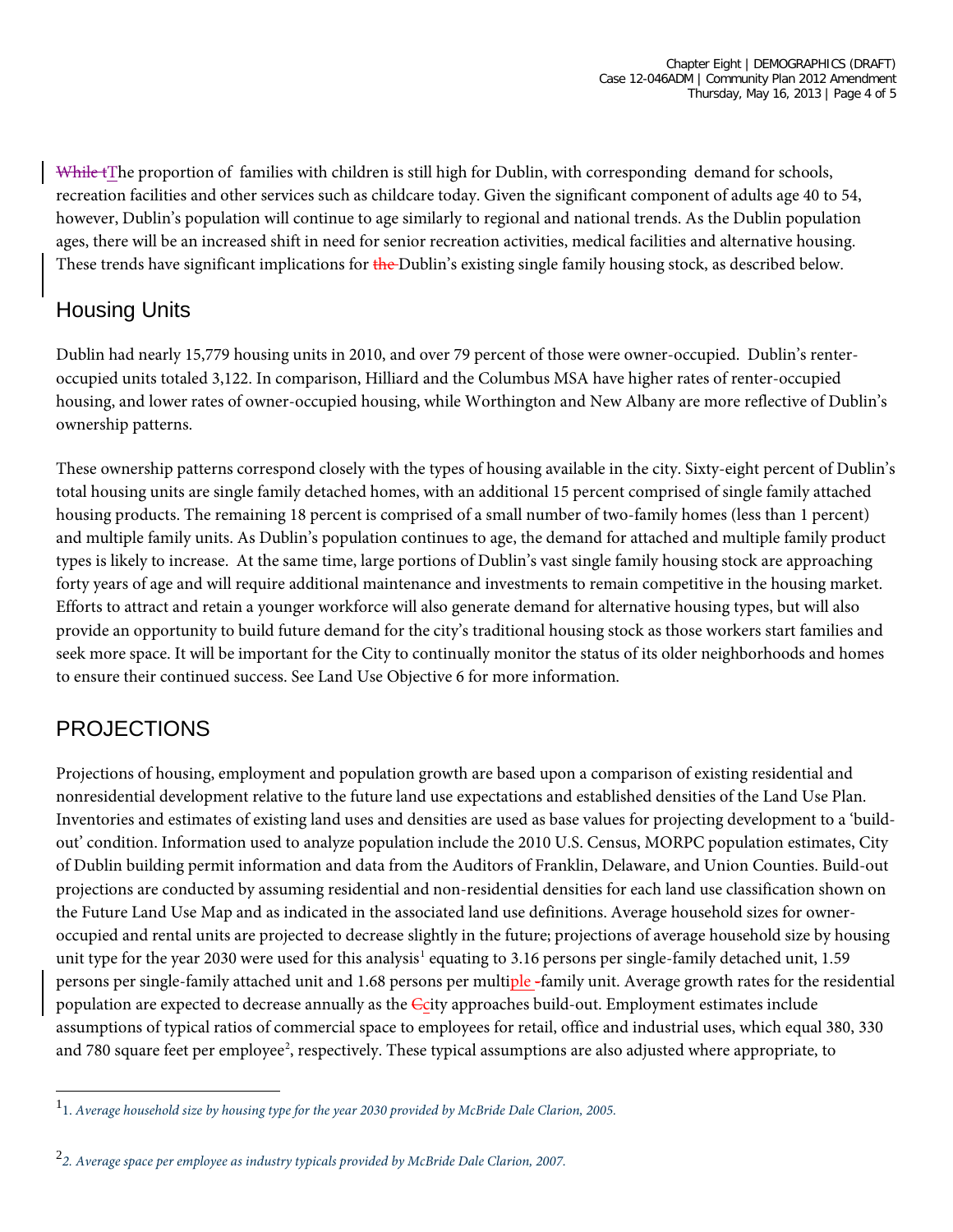The proportion of families with children is still high for Dublin, with corresponding demand for schools, recreation facilities and other services such as childcare today. Given the significant component of adults age 40 to 54, however, Dublin's population will continue to age similarly to regional and national trends. As the Dublin population ages, there will be an increased shift in need for senior recreation activities, medical facilities and alternative housing. These trends have significant implications for Dublin's existing single family housing stock, as described below.

## Housing Units

Dublin had nearly 15,779 housing units in 2010, and over 79 percent of those were owner-occupied. Dublin's renter-occupied units totaled 3,122. In comparison, Hilliard and the Columbus MSA have higher rates of renter-occupied housing, and lower rates of owner-occupied housing, while Worthington and New Albany are more reflective of Dublin's ownership patterns.

These ownership patterns correspond closely with the types of housing available in the city. Sixty-eight percent of Dublin's total housing units are single family detached homes, with an additional 15 percent comprised of single family attached housing products. The remaining 18 percent is comprised of a small number of two-family homes (less than 1 percent) and multiple family units. As Dublin's population continues to age, the demand for attached and multiple family product types is likely to increase. At the same time, large portions of Dublin's vast single family housing stock are approaching forty years of age and will require additional maintenance and investments to remain competitive in the housing market. Efforts to attract and retain a younger workforce will also generate demand for alternative housing types, but will also provide an opportunity to build future demand for the city's traditional housing stock as those workers start families and seek more space. It will be important for the City to continually monitor the status of its older neighborhoods and homes to ensure their continued success. See Land Use Objective 6 for more information.

## PROJECTIONS

Projections of housing, employment and population growth are based upon a comparison of existing residential and nonresidential development relative to the future land use expectations and established densities of the Land Use Plan. Inventories and estimates of existing land uses and densities are used as base values for projecting development to a 'build-out' condition. Information used to analyze population include the 2010 U.S. Census, MORPC population estimates, City of Dublin building permit information and data from the Auditors of Franklin, Delaware, and Union Counties. Build-out projections are conducted by assuming residential and non-residential densities for each land use classification shown on the Future Land Use Map and as indicated in the associated land use definitions. Average household sizes for owner-occupied and rental units are projected to decrease slightly in the future; projections of average household size by housing unit type for the year 2030 were used for this analysis[1] equating to 3.16 persons per single-family detached unit, 1.59 persons per single-family attached unit and 1.68 persons per multiple-family unit. Average growth rates for the residential population are expected to decrease annually as the city approaches build-out. Employment estimates include assumptions of typical ratios of commercial space to employees for retail, office and industrial uses, which equal 380, 330 and 780 square feet per employee[2], respectively. These typical assumptions are also adjusted where appropriate, to

---

[1] 1. *Average household size by housing type for the year 2030 provided by McBride Dale Clarion, 2005.*

[2] *2. Average space per employee as industry typicals provided by McBride Dale Clarion, 2007.*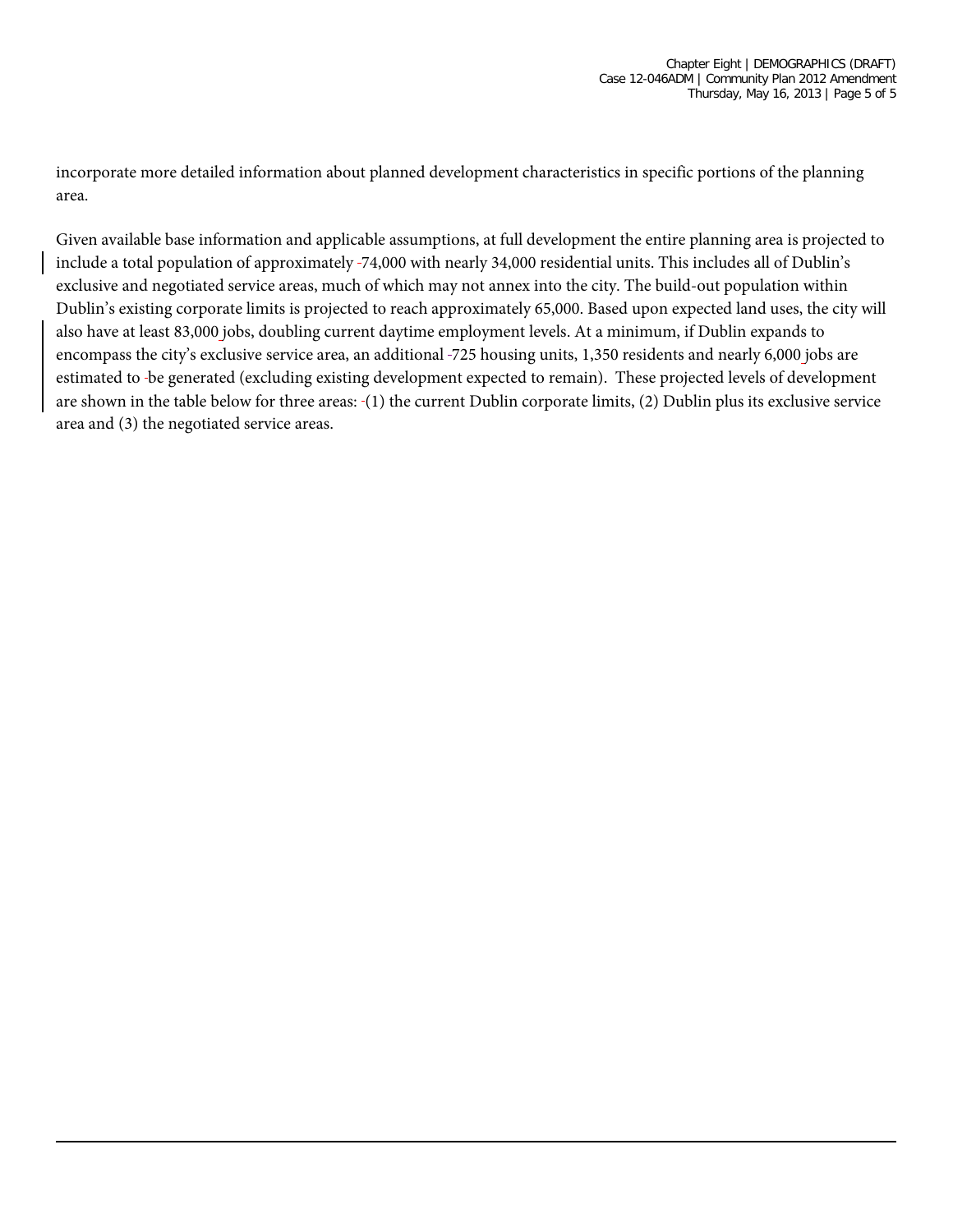incorporate more detailed information about planned development characteristics in specific portions of the planning area.

Given available base information and applicable assumptions, at full development the entire planning area is projected to include a total population of approximately 74,000 with nearly 34,000 residential units. This includes all of Dublin's exclusive and negotiated service areas, much of which may not annex into the city. The build-out population within Dublin's existing corporate limits is projected to reach approximately 65,000. Based upon expected land uses, the city will also have at least 83,000 jobs, doubling current daytime employment levels. At a minimum, if Dublin expands to encompass the city's exclusive service area, an additional 725 housing units, 1,350 residents and nearly 6,000 jobs are estimated to be generated (excluding existing development expected to remain). These projected levels of development are shown in the table below for three areas: (1) the current Dublin corporate limits, (2) Dublin plus its exclusive service area and (3) the negotiated service areas.